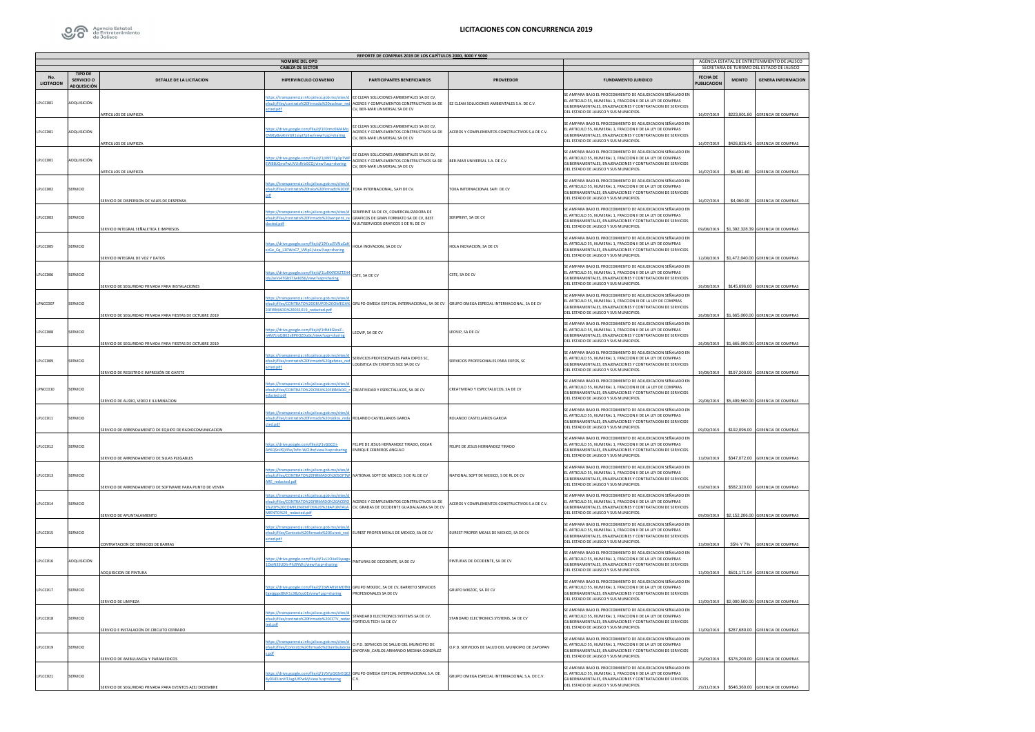Agencia Estatal de Entretenimiento de Jalisco

# LICITACIONES CON CONCURRENCIA 2019

| REPORTE DE COMPRAS 2019 DE LOS CAPÍTULOS 2000, 3000 Y 5000 | | | | | | | | | |
|---|---|---|---|---|---|---|---|---|---|
| | | NOMBRE DEL OPD | | | | AGENCIA ESTATAL DE ENTRETENIMIENTO DE JALISCO | | | |
| | | CABEZA DE SECTOR | | | | SECRETARIA DE TURISMO DEL ESTADO DE JALISCO | | | |
| No. LICITACION | TIPO DE SERVICIO O ADQUISICIÓN | DETALLE DE LA LICITACION | HIPERVINCULO CONVENIO | PARTICIPANTES BENEFICIARIOS | PROVEEDOR | FUNDAMENTO JURIDICO | FECHA DE PUBLICACION | MONTO | GENERA INFORMACION |
| LPLCC001 | ADQUISICIÓN | ARTICULOS DE LIMPIEZA | https://transparencia.info.jalisco.gob.mx/sites/default/files/contrato%20firmado%20ezclean_redacted.pdf | EZ CLEAN SOLUCIONES AMBIENTALES SA DE CV, ACEROS Y COMPLEMENTOS CONSTRUCTIVOS SA DE CV, BER-MAR UNIVERSAL SA DE CV | EZ CLEAN SOLUCIONES AMBIENTALES S.A. DE C.V. | SE AMPARA BAJO EL PROCEDIMIENTO DE ADJUDICACION SEÑALADO EN EL ARTICULO 55, NUMERAL 1, FRACCION II DE LA LEY DE COMPRAS GUBERNAMENTALES, ENAJENACIONES Y CONTRATACION DE SERVICIOS DEL ESTADO DE JALISCO Y SUS MUNICIPIOS. | 16/07/2019 | $223,001.80 | GERENCIA DE COMPRAS |
| LPLCC001 | ADQUISICIÓN | ARTICULOS DE LIMPIEZA | https://drive.google.com/file/d/1F0rnx0MAMsCN9EyBvyKmr031sjuJ7p3w/view?usp=sharing | EZ CLEAN SOLUCIONES AMBIENTALES SA DE CV, ACEROS Y COMPLEMENTOS CONSTRUCTIVOS SA DE CV, BER-MAR UNIVERSAL SA DE CV | ACEROS Y COMPLEMENTOS CONSTRUCTIVOS S.A DE C.V. | SE AMPARA BAJO EL PROCEDIMIENTO DE ADJUDICACION SEÑALADO EN EL ARTICULO 55, NUMERAL 1, FRACCION II DE LA LEY DE COMPRAS GUBERNAMENTALES, ENAJENACIONES Y CONTRATACION DE SERVICIOS DEL ESTADO DE JALISCO Y SUS MUNICIPIOS. | 16/07/2019 | $426,826.41 | GERENCIA DE COMPRAS |
| LPLCC001 | ADQUISICIÓN | ARTICULOS DE LIMPIEZA | https://drive.google.com/file/d/1jH95TCg3pTWFEW8BJQmsFwUVUsRh0GCQ/view?usp=sharing | EZ CLEAN SOLUCIONES AMBIENTALES SA DE CV, ACEROS Y COMPLEMENTOS CONSTRUCTIVOS SA DE CV, BER-MAR UNIVERSAL SA DE CV | BER-MAR UNIVERSAL S.A. DE C.V | SE AMPARA BAJO EL PROCEDIMIENTO DE ADJUDICACION SEÑALADO EN EL ARTICULO 55, NUMERAL 1, FRACCION II DE LA LEY DE COMPRAS GUBERNAMENTALES, ENAJENACIONES Y CONTRATACION DE SERVICIOS DEL ESTADO DE JALISCO Y SUS MUNICIPIOS. | 16/07/2019 | $6,681.60 | GERENCIA DE COMPRAS |
| LPLCC002 | SERVICIO | SERVICIO DE DISPERSION DE VALES DE DESPENSA | https://transparencia.info.jalisco.gob.mx/sites/default/files/contrato%20toka%20firmado%20VP.pdf | TOKA INTERNACIONAL, SAPI DE CV. | TOKA INTERNACIONAL SAPI DE CV | SE AMPARA BAJO EL PROCEDIMIENTO DE ADJUDICACION SEÑALADO EN EL ARTICULO 55, NUMERAL 1, FRACCION II DE LA LEY DE COMPRAS GUBERNAMENTALES, ENAJENACIONES Y CONTRATACION DE SERVICIOS DEL ESTADO DE JALISCO Y SUS MUNICIPIOS. | 16/07/2019 | $4,060.00 | GERENCIA DE COMPRAS |
| LPLCC003 | SERVICIO | SERVICIO INTEGRAL SEÑALETICA E IMPRESOS | https://transparencia.info.jalisco.gob.mx/sites/default/files/contrato%20firmado%20seriprint_redacted.pdf | SERIPRINT SA DE CV, COMERCIALIZADORA DE GRAFICOS DE GRAN FORMATO SA DE CV, BEST MULTISERVICIOS GRAFICOS S DE RL DE CV | SERIPRINT, SA DE CV | SE AMPARA BAJO EL PROCEDIMIENTO DE ADJUDICACION SEÑALADO EN EL ARTICULO 55, NUMERAL 1, FRACCION II DE LA LEY DE COMPRAS GUBERNAMENTALES, ENAJENACIONES Y CONTRATACION DE SERVICIOS DEL ESTADO DE JALISCO Y SUS MUNICIPIOS. | 09/08/2019 | $1,392,328.39 | GERENCIA DE COMPRAS |
| LPLCC005 | SERVICIO | SERVICIO INTEGRAL DE VOZ Y DATOS | https://drive.google.com/file/d/19Yau9VNuCaKo1Ge_Cq_11PWoC7_UWp1/view?usp=sharing | HOLA INOVACION, SA DE CV | HOLA INOVACION, SA DE CV | SE AMPARA BAJO EL PROCEDIMIENTO DE ADJUDICACION SEÑALADO EN EL ARTICULO 55, NUMERAL 1, FRACCION II DE LA LEY DE COMPRAS GUBERNAMENTALES, ENAJENACIONES Y CONTRATACION DE SERVICIOS DEL ESTADO DE JALISCO Y SUS MUNICIPIOS. | 12/08/2019 | $1,472,040.00 | GERENCIA DE COMPRAS |
| LPLCC006 | SERVICIO | SERVICIO DE SEGURIDAD PRIVADA PARA INSTALACIONES | https://drive.google.com/file/d/1LsfKXRCKZTZHGsbj2wVxNTGb0Tw6056/view?usp=sharing | CSTE, SA DE CV | CSTE, SA DE CV | SE AMPARA BAJO EL PROCEDIMIENTO DE ADJUDICACION SEÑALADO EN EL ARTICULO 55, NUMERAL 1, FRACCION II DE LA LEY DE COMPRAS GUBERNAMENTALES, ENAJENACIONES Y CONTRATACION DE SERVICIOS DEL ESTADO DE JALISCO Y SUS MUNICIPIOS. | 26/08/2019 | $145,696.00 | GERENCIA DE COMPRAS |
| LPNCC007 | SERVICIO | SERVICIO DE SEGURIDAD PRIVADA PARA FIESTAS DE OCTUBRE 2019 | https://transparencia.info.jalisco.gob.mx/sites/default/files/CONTRATO%20GRUPO%20OMEGA%20FIRMADO%20031019_redacted.pdf | GRUPO OMEGA ESPECIAL INTERNACIONAL, SA DE CV | GRUPO OMEGA ESPECIAL INTERNACIONAL, SA DE CV | SE AMPARA BAJO EL PROCEDIMIENTO DE ADJUDICACION SEÑALADO EN EL ARTICULO 55, NUMERAL 1, FRACCION III DE LA LEY DE COMPRAS GUBERNAMENTALES, ENAJENACIONES Y CONTRATACION DE SERVICIOS DEL ESTADO DE JALISCO Y SUS MUNICIPIOS. | 26/08/2019 | $1,665,000.00 | GERENCIA DE COMPRAS |
| LPLCC008 | SERVICIO | SERVICIO DE SEGURIDAD PRIVADA PARA FIESTAS DE OCTUBRE 2019 | https://drive.google.com/file/d/1tRd9GkzZ--v4NJYuQ0K2x8PK3Z0uSc/view?usp=sharing | LEOVIP, SA DE CV | LEOVIP, SA DE CV | SE AMPARA BAJO EL PROCEDIMIENTO DE ADJUDICACION SEÑALADO EN EL ARTICULO 55, NUMERAL 1, FRACCION II DE LA LEY DE COMPRAS GUBERNAMENTALES, ENAJENACIONES Y CONTRATACION DE SERVICIOS DEL ESTADO DE JALISCO Y SUS MUNICIPIOS. | 26/08/2019 | $1,665,000.00 | GERENCIA DE COMPRAS |
| LPLCC009 | SERVICIO | SERVICIO DE REGISTRO E IMPRESIÓN DE GAFETE | https://transparencia.info.jalisco.gob.mx/sites/default/files/contrato%20firmado%20gafetes_redacted.pdf | SERVICIOS PROFESIONALES PARA EXPOS SC, LOGISTICA EN EVENTOS SICE SA DE CV | SERVICIOS PROFESIONALES PARA EXPOS, SC | SE AMPARA BAJO EL PROCEDIMIENTO DE ADJUDICACION SEÑALADO EN EL ARTICULO 55, NUMERAL 1, FRACCION II DE LA LEY DE COMPRAS GUBERNAMENTALES, ENAJENACIONES Y CONTRATACION DE SERVICIOS DEL ESTADO DE JALISCO Y SUS MUNICIPIOS. | 19/08/2019 | $197,200.00 | GERENCIA DE COMPRAS |
| LPNCC010 | SERVICIO | SERVICIO DE AUDIO, VIDEO E ILUMINACION | https://transparencia.info.jalisco.gob.mx/sites/default/files/CONTRATO%20CREA%20FIRMADO_redacted.pdf | CREATIVIDAD Y ESPECTALUCOS, SA DE CV | CREATIVIDAD Y ESPECTALUCOS, SA DE CV | SE AMPARA BAJO EL PROCEDIMIENTO DE ADJUDICACION SEÑALADO EN EL ARTICULO 55, NUMERAL 1, FRACCION III DE LA LEY DE COMPRAS GUBERNAMENTALES, ENAJENACIONES Y CONTRATACION DE SERVICIOS DEL ESTADO DE JALISCO Y SUS MUNICIPIOS. | 29/08/2019 | $5,499,560.00 | GERENCIA DE COMPRAS |
| LPLCC011 | SERVICIO | SERVICIO DE ARRENDAMIENTO DE EQUIPO DE RADIOCOMUNICACION | https://transparencia.info.jalisco.gob.mx/sites/default/files/contrato%20firmado%20radios_redacted.pdf | ROLANDO CASTELLANOS GARCIA | ROLANDO CASTELLANOS GARCIA | SE AMPARA BAJO EL PROCEDIMIENTO DE ADJUDICACION SEÑALADO EN EL ARTICULO 55, NUMERAL 1, FRACCION II DE LA LEY DE COMPRAS GUBERNAMENTALES, ENAJENACIONES Y CONTRATACION DE SERVICIOS DEL ESTADO DE JALISCO Y SUS MUNICIPIOS. | 09/09/2019 | $192,096.00 | GERENCIA DE COMPRAS |
| LPLCC012 | SERVICIO | SERVICIO DE ARRENDAMIENTO DE SILLAS PLEGABLES | https://drive.google.com/file/d/1vGGCO-AYKGSrLfQVNxjTsfn-WCIJhq/view?usp=sharing | FELIPE DE JESUS HERNANDEZ TIRADO, OSCAR ENRIQUE CEBREROS ANGULO | FELIPE DE JESUS HERNANDEZ TIRADO | SE AMPARA BAJO EL PROCEDIMIENTO DE ADJUDICACION SEÑALADO EN EL ARTICULO 55, NUMERAL 1, FRACCION II DE LA LEY DE COMPRAS GUBERNAMENTALES, ENAJENACIONES Y CONTRATACION DE SERVICIOS DEL ESTADO DE JALISCO Y SUS MUNICIPIOS. | 13/09/2019 | $347,072.00 | GERENCIA DE COMPRAS |
| LPLCC013 | SERVICIO | SERVICIO DE ARRENDAMIENTO DE SOFTWARE PARA PUNTO DE VENTA | https://transparencia.info.jalisco.gob.mx/sites/default/files/CONTRATO%20FIRMADO%20SOFTWARE_redacted.pdf | NATIONAL SOFT DE MEXICO, S DE RL DE CV | NATIONAL SOFT DE MEXICO, S DE RL DE CV | SE AMPARA BAJO EL PROCEDIMIENTO DE ADJUDICACION SEÑALADO EN EL ARTICULO 55, NUMERAL 1, FRACCION II DE LA LEY DE COMPRAS GUBERNAMENTALES, ENAJENACIONES Y CONTRATACION DE SERVICIOS DEL ESTADO DE JALISCO Y SUS MUNICIPIOS. | 03/09/2019 | $582,320.00 | GERENCIA DE COMPRAS |
| LPLCC014 | SERVICIO | SERVICIO DE APUNTALAMIENTO | https://transparencia.info.jalisco.gob.mx/sites/default/files/CONTRATO%20FIRMADO%20ACEROS%20Y%20COMPLEMENTOS%20%28APUNTALAMIENTO%29_redacted.pdf | ACEROS Y COMPLEMENTOS CONSTRUCTIVOS SA DE CV, GRADAS DE OCCIDENTE GUADALAJARA SA DE CV | ACEROS Y COMPLEMENTOS CONSTRUCTIVOS S.A DE C.V. | SE AMPARA BAJO EL PROCEDIMIENTO DE ADJUDICACION SEÑALADO EN EL ARTICULO 55, NUMERAL 1, FRACCION II DE LA LEY DE COMPRAS GUBERNAMENTALES, ENAJENACIONES Y CONTRATACION DE SERVICIOS DEL ESTADO DE JALISCO Y SUS MUNICIPIOS. | 09/09/2019 | $2,152,206.00 | GERENCIA DE COMPRAS |
| LPLCC015 | SERVICIO | CONTRATACION DE SERVICIOS DE BARRAS | https://transparencia.info.jalisco.gob.mx/sites/default/files/Contrato%20firmado%20Eurest_redacted.pdf | EUREST PROPER MEALS DE MEXICO, SA DE CV | EUREST PROPER MEALS DE MEXICO, SA DE CV | SE AMPARA BAJO EL PROCEDIMIENTO DE ADJUDICACION SEÑALADO EN EL ARTICULO 55, NUMERAL 1, FRACCION II DE LA LEY DE COMPRAS GUBERNAMENTALES, ENAJENACIONES Y CONTRATACION DE SERVICIOS DEL ESTADO DE JALISCO Y SUS MUNICIPIOS. | 13/09/2019 | 35% Y 7% | GERENCIA DE COMPRAS |
| LPLCC016 | ADQUISICIÓN | ADQUISICION DE PINTURA | https://drive.google.com/file/d/1vL1OiieSyaagx1DejN3SUDh-Ph09Wc/view?usp=sharing | PINTURAS DE OCCIDENTE, SA DE CV | PINTURAS DE OCCIDENTE, SA DE CV | SE AMPARA BAJO EL PROCEDIMIENTO DE ADJUDICACION SEÑALADO EN EL ARTICULO 55, NUMERAL 1, FRACCION II DE LA LEY DE COMPRAS GUBERNAMENTALES, ENAJENACIONES Y CONTRATACION DE SERVICIOS DEL ESTADO DE JALISCO Y SUS MUNICIPIOS. | 13/09/2019 | $501,171.04 | GERENCIA DE COMPRAS |
| LPLCC017 | SERVICIO | SERVICIO DE LIMPIEZA | https://drive.google.com/file/d/1bWARSKMDINj6yejgppd8VK1c3BzSyp0E/view?usp=sharing | GRUPO MIXZOC, SA DE CV, BARRETO SERVICIOS PROFESIONALES SA DE CV | GRUPO MIXZOC, SA DE CV | SE AMPARA BAJO EL PROCEDIMIENTO DE ADJUDICACION SEÑALADO EN EL ARTICULO 55, NUMERAL 1, FRACCION II DE LA LEY DE COMPRAS GUBERNAMENTALES, ENAJENACIONES Y CONTRATACION DE SERVICIOS DEL ESTADO DE JALISCO Y SUS MUNICIPIOS. | 13/09/2019 | $2,000,500.00 | GERENCIA DE COMPRAS |
| LPLCC018 | SERVICIO | SERVICIO E INSTALACION DE CIRCUITO CERRADO | https://transparencia.info.jalisco.gob.mx/sites/default/files/contrato%20firmado%20CCTV_redacted.pdf | STANDARD ELECTRONICS SYSTEMS SA DE CV, FORTICUS TECH SA DE CV | STANDARD ELECTRONICS SYSTEMS, SA DE CV | SE AMPARA BAJO EL PROCEDIMIENTO DE ADJUDICACION SEÑALADO EN EL ARTICULO 55, NUMERAL 1, FRACCION II DE LA LEY DE COMPRAS GUBERNAMENTALES, ENAJENACIONES Y CONTRATACION DE SERVICIOS DEL ESTADO DE JALISCO Y SUS MUNICIPIOS. | 13/09/2019 | $287,680.00 | GERENCIA DE COMPRAS |
| LPLCC019 | SERVICIO | SERVICIO DE AMBULANCIA Y PARAMEDICOS | https://transparencia.info.jalisco.gob.mx/sites/default/files/Contrato%20firmado%20ambulancias.pdf | O.P.D. SERVICIOS DE SALUD DEL MUNICIPIO DE ZAPOPAN, CARLOS ARMANDO MEDINA GONZÁLEZ | O.P.D. SERVICIOS DE SALUD DEL MUNICIPIO DE ZAPOPAN | SE AMPARA BAJO EL PROCEDIMIENTO DE ADJUDICACION SEÑALADO EN EL ARTICULO 55, NUMERAL 1, FRACCION II DE LA LEY DE COMPRAS GUBERNAMENTALES, ENAJENACIONES Y CONTRATACION DE SERVICIOS DEL ESTADO DE JALISCO Y SUS MUNICIPIOS. | 25/09/2019 | $376,200.00 | GERENCIA DE COMPRAS |
| LPLCC021 | SERVICIO | SERVICIO DE SEGURIDAD PRIVADA PARA EVENTOS AEEJ DICIEMBRE | https://drive.google.com/file/d/1V5YpQGbEQEFByD0iEUsnHTJsgJUPwM/view?usp=sharing | GRUPO OMEGA ESPECIAL INTERNACIONAL S.A. DE C.V. | GRUPO OMEGA ESPECIAL INTERNACIONAL S.A. DE C.V. | SE AMPARA BAJO EL PROCEDIMIENTO DE ADJUDICACION SEÑALADO EN EL ARTICULO 55, NUMERAL 1, FRACCION II DE LA LEY DE COMPRAS GUBERNAMENTALES, ENAJENACIONES Y CONTRATACION DE SERVICIOS DEL ESTADO DE JALISCO Y SUS MUNICIPIOS. | 29/11/2019 | $546,360.00 | GERENCIA DE COMPRAS |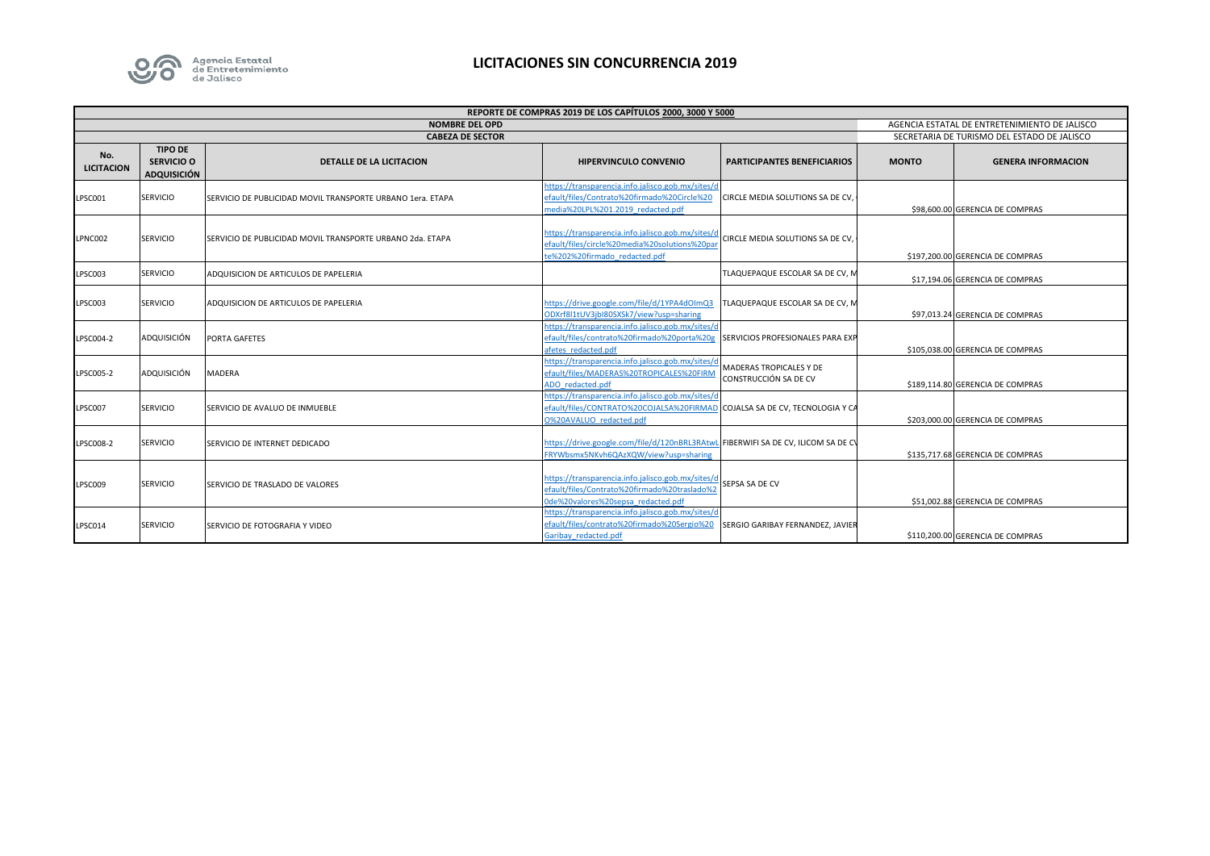Agencia Estatal de Entretenimiento de Jalisco

# LICITACIONES SIN CONCURRENCIA 2019

| REPORTE DE COMPRAS 2019 DE LOS CAPÍTULOS 2000, 3000 Y 5000 | | | | | | |
|---|---|---|---|---|---|---|
| NOMBRE DEL OPD | | | | | AGENCIA ESTATAL DE ENTRETENIMIENTO DE JALISCO | |
| CABEZA DE SECTOR | | | | | SECRETARIA DE TURISMO DEL ESTADO DE JALISCO | |
| No. LICITACION | TIPO DE SERVICIO O ADQUISICIÓN | DETALLE DE LA LICITACION | HIPERVINCULO CONVENIO | PARTICIPANTES BENEFICIARIOS | MONTO | GENERA INFORMACION |
| LPSC001 | SERVICIO | SERVICIO DE PUBLICIDAD MOVIL TRANSPORTE URBANO 1era. ETAPA | https://transparencia.info.jalisco.gob.mx/sites/default/files/Contrato%20firmado%20Circle%20media%20LPL%201.2019_redacted.pdf | CIRCLE MEDIA SOLUTIONS SA DE CV, | $98,600.00 | GERENCIA DE COMPRAS |
| LPNC002 | SERVICIO | SERVICIO DE PUBLICIDAD MOVIL TRANSPORTE URBANO 2da. ETAPA | https://transparencia.info.jalisco.gob.mx/sites/default/files/circle%20media%20solutions%20parte%202%20firmado_redacted.pdf | CIRCLE MEDIA SOLUTIONS SA DE CV, | $197,200.00 | GERENCIA DE COMPRAS |
| LPSC003 | SERVICIO | ADQUISICION DE ARTICULOS DE PAPELERIA | | TLAQUEPAQUE ESCOLAR SA DE CV, M | $17,194.06 | GERENCIA DE COMPRAS |
| LPSC003 | SERVICIO | ADQUISICION DE ARTICULOS DE PAPELERIA | https://drive.google.com/file/d/1YPA4dOImQ3ODXrf8l1tUV3jbI80SXSk7/view?usp=sharing | TLAQUEPAQUE ESCOLAR SA DE CV, M | $97,013.24 | GERENCIA DE COMPRAS |
| LPSC004-2 | ADQUISICIÓN | PORTA GAFETES | https://transparencia.info.jalisco.gob.mx/sites/default/files/contrato%20firmado%20porta%20gafetes_redacted.pdf | SERVICIOS PROFESIONALES PARA EXP | $105,038.00 | GERENCIA DE COMPRAS |
| LPSC005-2 | ADQUISICIÓN | MADERA | https://transparencia.info.jalisco.gob.mx/sites/default/files/MADERAS%20TROPICALES%20FIRMADO_redacted.pdf | MADERAS TROPICALES Y DE CONSTRUCCIÓN SA DE CV | $189,114.80 | GERENCIA DE COMPRAS |
| LPSC007 | SERVICIO | SERVICIO DE AVALUO DE INMUEBLE | https://transparencia.info.jalisco.gob.mx/sites/default/files/CONTRATO%20COJALSA%20FIRMADO%20AVALUO_redacted.pdf | COJALSA SA DE CV, TECNOLOGIA Y CA | $203,000.00 | GERENCIA DE COMPRAS |
| LPSC008-2 | SERVICIO | SERVICIO DE INTERNET DEDICADO | https://drive.google.com/file/d/120nBRL3RAtwLFRYWbsmx5NKvh6QAzXQW/view?usp=sharing | FIBERWIFI SA DE CV, ILICOM SA DE CV | $135,717.68 | GERENCIA DE COMPRAS |
| LPSC009 | SERVICIO | SERVICIO DE TRASLADO DE VALORES | https://transparencia.info.jalisco.gob.mx/sites/default/files/Contrato%20firmado%20traslado%20de%20valores%20sepsa_redacted.pdf | SEPSA SA DE CV | $51,002.88 | GERENCIA DE COMPRAS |
| LPSC014 | SERVICIO | SERVICIO DE FOTOGRAFIA Y VIDEO | https://transparencia.info.jalisco.gob.mx/sites/default/files/contrato%20firmado%20Sergio%20Garibay_redacted.pdf | SERGIO GARIBAY FERNANDEZ, JAVIER | $110,200.00 | GERENCIA DE COMPRAS |